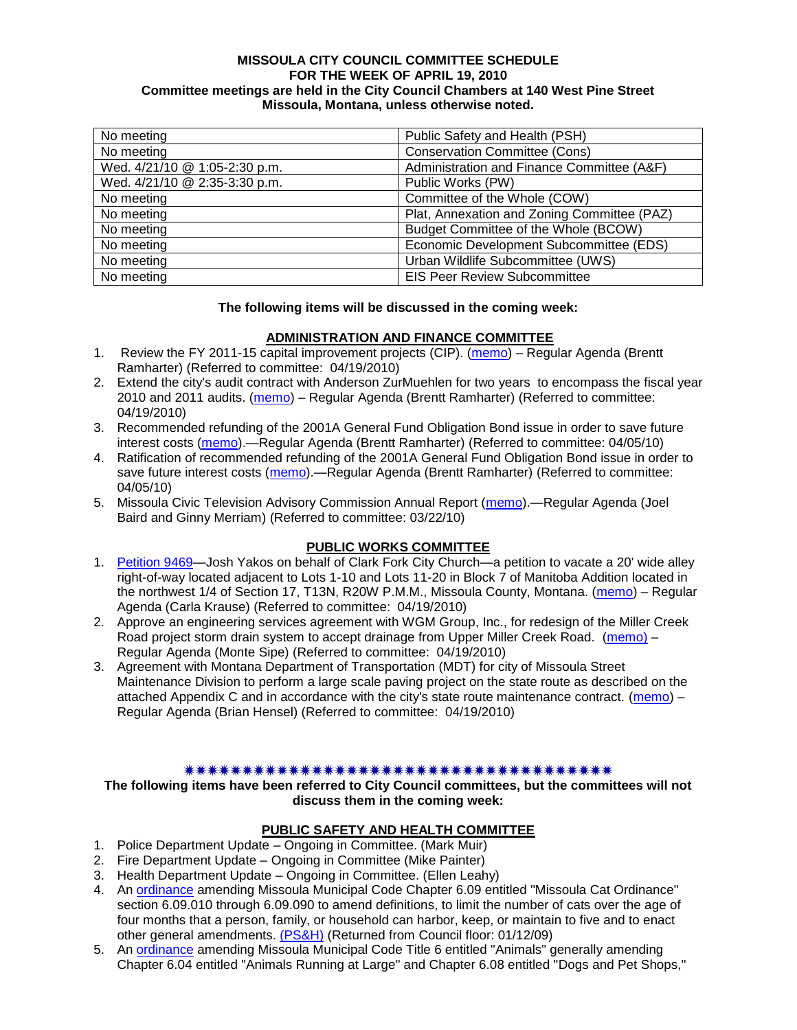**MISSOULA CITY COUNCIL COMMITTEE SCHEDULE**
**FOR THE WEEK OF APRIL 19, 2010**
**Committee meetings are held in the City Council Chambers at 140 West Pine Street Missoula, Montana, unless otherwise noted.**

| | |
|---|---|
| No meeting | Public Safety and Health (PSH) |
| No meeting | Conservation Committee (Cons) |
| Wed. 4/21/10 @ 1:05-2:30 p.m. | Administration and Finance Committee (A&F) |
| Wed. 4/21/10 @ 2:35-3:30 p.m. | Public Works (PW) |
| No meeting | Committee of the Whole (COW) |
| No meeting | Plat, Annexation and Zoning Committee (PAZ) |
| No meeting | Budget Committee of the Whole (BCOW) |
| No meeting | Economic Development Subcommittee (EDS) |
| No meeting | Urban Wildlife Subcommittee (UWS) |
| No meeting | EIS Peer Review Subcommittee |

**The following items will be discussed in the coming week:**

**ADMINISTRATION AND FINANCE COMMITTEE**

1. Review the FY 2011-15 capital improvement projects (CIP). (memo) – Regular Agenda (Brentt Ramharter) (Referred to committee: 04/19/2010)
2. Extend the city's audit contract with Anderson ZurMuehlen for two years to encompass the fiscal year 2010 and 2011 audits. (memo) – Regular Agenda (Brentt Ramharter) (Referred to committee: 04/19/2010)
3. Recommended refunding of the 2001A General Fund Obligation Bond issue in order to save future interest costs (memo).—Regular Agenda (Brentt Ramharter) (Referred to committee: 04/05/10)
4. Ratification of recommended refunding of the 2001A General Fund Obligation Bond issue in order to save future interest costs (memo).—Regular Agenda (Brentt Ramharter) (Referred to committee: 04/05/10)
5. Missoula Civic Television Advisory Commission Annual Report (memo).—Regular Agenda (Joel Baird and Ginny Merriam) (Referred to committee: 03/22/10)

**PUBLIC WORKS COMMITTEE**

1. Petition 9469—Josh Yakos on behalf of Clark Fork City Church—a petition to vacate a 20' wide alley right-of-way located adjacent to Lots 1-10 and Lots 11-20 in Block 7 of Manitoba Addition located in the northwest 1/4 of Section 17, T13N, R20W P.M.M., Missoula County, Montana. (memo) – Regular Agenda (Carla Krause) (Referred to committee: 04/19/2010)
2. Approve an engineering services agreement with WGM Group, Inc., for redesign of the Miller Creek Road project storm drain system to accept drainage from Upper Miller Creek Road. (memo) – Regular Agenda (Monte Sipe) (Referred to committee: 04/19/2010)
3. Agreement with Montana Department of Transportation (MDT) for city of Missoula Street Maintenance Division to perform a large scale paving project on the state route as described on the attached Appendix C and in accordance with the city's state route maintenance contract. (memo) – Regular Agenda (Brian Hensel) (Referred to committee: 04/19/2010)

\*\*\*\*\*\*\*\*\*\*\*\*\*\*\*\*\*\*\*\*\*\*\*\*\*\*\*\*\*\*\*\*\*\*\*\*\*\*\*\*

**The following items have been referred to City Council committees, but the committees will not discuss them in the coming week:**

**PUBLIC SAFETY AND HEALTH COMMITTEE**

1. Police Department Update – Ongoing in Committee. (Mark Muir)
2. Fire Department Update – Ongoing in Committee (Mike Painter)
3. Health Department Update – Ongoing in Committee. (Ellen Leahy)
4. An ordinance amending Missoula Municipal Code Chapter 6.09 entitled "Missoula Cat Ordinance" section 6.09.010 through 6.09.090 to amend definitions, to limit the number of cats over the age of four months that a person, family, or household can harbor, keep, or maintain to five and to enact other general amendments. (PS&H) (Returned from Council floor: 01/12/09)
5. An ordinance amending Missoula Municipal Code Title 6 entitled "Animals" generally amending Chapter 6.04 entitled "Animals Running at Large" and Chapter 6.08 entitled "Dogs and Pet Shops,"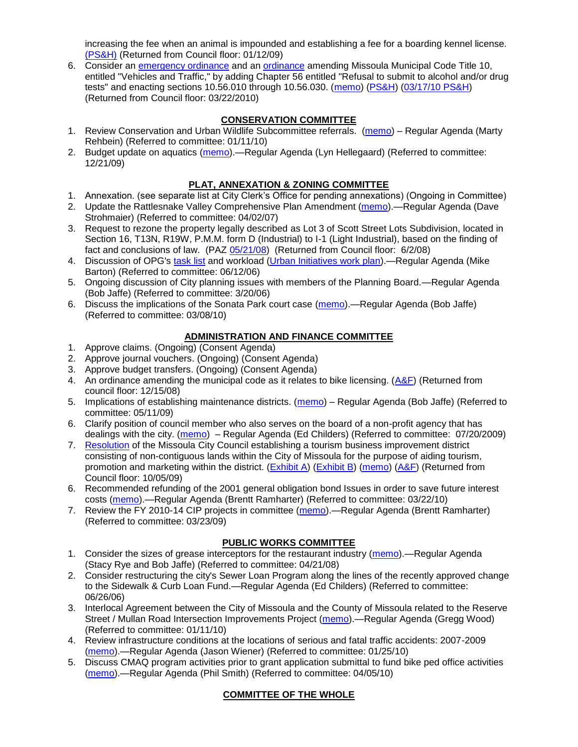increasing the fee when an animal is impounded and establishing a fee for a boarding kennel license. (PS&H) (Returned from Council floor: 01/12/09)

6. Consider an emergency ordinance and an ordinance amending Missoula Municipal Code Title 10, entitled "Vehicles and Traffic," by adding Chapter 56 entitled "Refusal to submit to alcohol and/or drug tests" and enacting sections 10.56.010 through 10.56.030. (memo) (PS&H) (03/17/10 PS&H) (Returned from Council floor: 03/22/2010)

## CONSERVATION COMMITTEE

1. Review Conservation and Urban Wildlife Subcommittee referrals. (memo) – Regular Agenda (Marty Rehbein) (Referred to committee: 01/11/10)
2. Budget update on aquatics (memo).—Regular Agenda (Lyn Hellegaard) (Referred to committee: 12/21/09)

## PLAT, ANNEXATION & ZONING COMMITTEE

1. Annexation. (see separate list at City Clerk's Office for pending annexations) (Ongoing in Committee)
2. Update the Rattlesnake Valley Comprehensive Plan Amendment (memo).—Regular Agenda (Dave Strohmaier) (Referred to committee: 04/02/07)
3. Request to rezone the property legally described as Lot 3 of Scott Street Lots Subdivision, located in Section 16, T13N, R19W, P.M.M. form D (Industrial) to I-1 (Light Industrial), based on the finding of fact and conclusions of law. (PAZ 05/21/08) (Returned from Council floor: 6/2/08)
4. Discussion of OPG's task list and workload (Urban Initiatives work plan).—Regular Agenda (Mike Barton) (Referred to committee: 06/12/06)
5. Ongoing discussion of City planning issues with members of the Planning Board.—Regular Agenda (Bob Jaffe) (Referred to committee: 3/20/06)
6. Discuss the implications of the Sonata Park court case (memo).—Regular Agenda (Bob Jaffe) (Referred to committee: 03/08/10)

## ADMINISTRATION AND FINANCE COMMITTEE

1. Approve claims. (Ongoing) (Consent Agenda)
2. Approve journal vouchers. (Ongoing) (Consent Agenda)
3. Approve budget transfers. (Ongoing) (Consent Agenda)
4. An ordinance amending the municipal code as it relates to bike licensing. (A&F) (Returned from council floor: 12/15/08)
5. Implications of establishing maintenance districts. (memo) – Regular Agenda (Bob Jaffe) (Referred to committee: 05/11/09)
6. Clarify position of council member who also serves on the board of a non-profit agency that has dealings with the city. (memo) – Regular Agenda (Ed Childers) (Referred to committee: 07/20/2009)
7. Resolution of the Missoula City Council establishing a tourism business improvement district consisting of non-contiguous lands within the City of Missoula for the purpose of aiding tourism, promotion and marketing within the district. (Exhibit A) (Exhibit B) (memo) (A&F) (Returned from Council floor: 10/05/09)

6. Recommended refunding of the 2001 general obligation bond Issues in order to save future interest costs (memo).—Regular Agenda (Brentt Ramharter) (Referred to committee: 03/22/10)
7. Review the FY 2010-14 CIP projects in committee (memo).—Regular Agenda (Brentt Ramharter) (Referred to committee: 03/23/09)

## PUBLIC WORKS COMMITTEE

1. Consider the sizes of grease interceptors for the restaurant industry (memo).—Regular Agenda (Stacy Rye and Bob Jaffe) (Referred to committee: 04/21/08)
2. Consider restructuring the city's Sewer Loan Program along the lines of the recently approved change to the Sidewalk & Curb Loan Fund.—Regular Agenda (Ed Childers) (Referred to committee: 06/26/06)
3. Interlocal Agreement between the City of Missoula and the County of Missoula related to the Reserve Street / Mullan Road Intersection Improvements Project (memo).—Regular Agenda (Gregg Wood) (Referred to committee: 01/11/10)
4. Review infrastructure conditions at the locations of serious and fatal traffic accidents: 2007-2009 (memo).—Regular Agenda (Jason Wiener) (Referred to committee: 01/25/10)
5. Discuss CMAQ program activities prior to grant application submittal to fund bike ped office activities (memo).—Regular Agenda (Phil Smith) (Referred to committee: 04/05/10)

## COMMITTEE OF THE WHOLE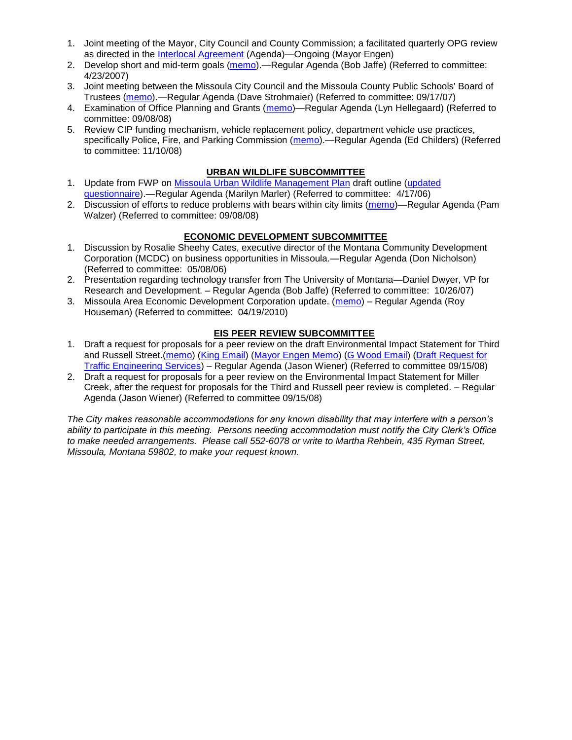1. Joint meeting of the Mayor, City Council and County Commission; a facilitated quarterly OPG review as directed in the Interlocal Agreement (Agenda)—Ongoing (Mayor Engen)
2. Develop short and mid-term goals (memo).—Regular Agenda (Bob Jaffe) (Referred to committee: 4/23/2007)
3. Joint meeting between the Missoula City Council and the Missoula County Public Schools' Board of Trustees (memo).—Regular Agenda (Dave Strohmaier) (Referred to committee: 09/17/07)
4. Examination of Office Planning and Grants (memo)—Regular Agenda (Lyn Hellegaard) (Referred to committee: 09/08/08)
5. Review CIP funding mechanism, vehicle replacement policy, department vehicle use practices, specifically Police, Fire, and Parking Commission (memo).—Regular Agenda (Ed Childers) (Referred to committee: 11/10/08)

**URBAN WILDLIFE SUBCOMMITTEE**

1. Update from FWP on Missoula Urban Wildlife Management Plan draft outline (updated questionnaire).—Regular Agenda (Marilyn Marler) (Referred to committee: 4/17/06)
2. Discussion of efforts to reduce problems with bears within city limits (memo)—Regular Agenda (Pam Walzer) (Referred to committee: 09/08/08)

**ECONOMIC DEVELOPMENT SUBCOMMITTEE**

1. Discussion by Rosalie Sheehy Cates, executive director of the Montana Community Development Corporation (MCDC) on business opportunities in Missoula.—Regular Agenda (Don Nicholson) (Referred to committee: 05/08/06)
2. Presentation regarding technology transfer from The University of Montana—Daniel Dwyer, VP for Research and Development. – Regular Agenda (Bob Jaffe) (Referred to committee: 10/26/07)
3. Missoula Area Economic Development Corporation update. (memo) – Regular Agenda (Roy Houseman) (Referred to committee: 04/19/2010)

**EIS PEER REVIEW SUBCOMMITTEE**

1. Draft a request for proposals for a peer review on the draft Environmental Impact Statement for Third and Russell Street.(memo) (King Email) (Mayor Engen Memo) (G Wood Email) (Draft Request for Traffic Engineering Services) – Regular Agenda (Jason Wiener) (Referred to committee 09/15/08)
2. Draft a request for proposals for a peer review on the Environmental Impact Statement for Miller Creek, after the request for proposals for the Third and Russell peer review is completed. – Regular Agenda (Jason Wiener) (Referred to committee 09/15/08)

*The City makes reasonable accommodations for any known disability that may interfere with a person's ability to participate in this meeting. Persons needing accommodation must notify the City Clerk's Office to make needed arrangements. Please call 552-6078 or write to Martha Rehbein, 435 Ryman Street, Missoula, Montana 59802, to make your request known.*